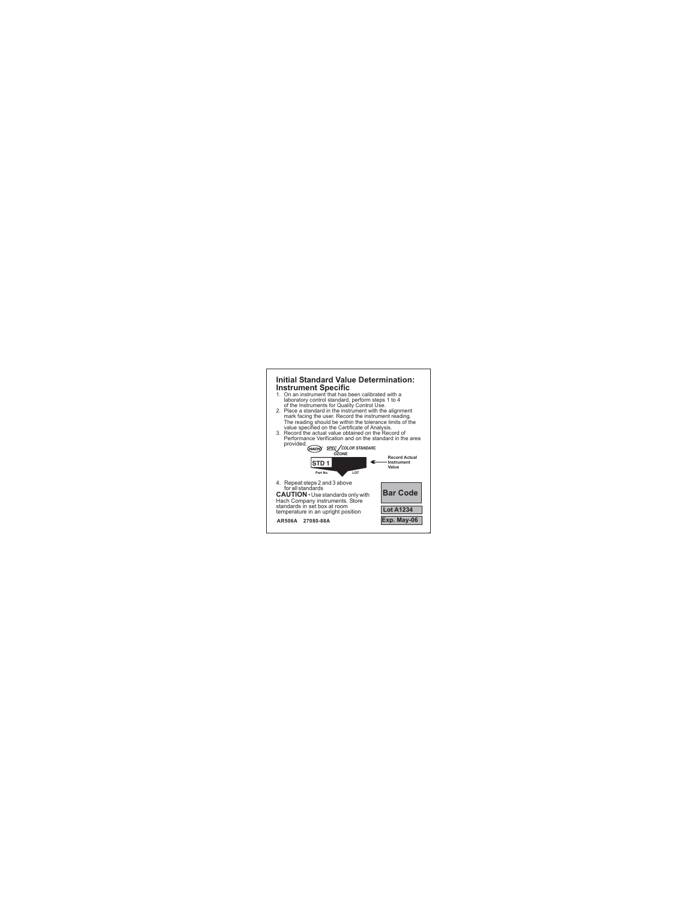## Initial Standard Value Determination: Instrument Specific

1. On an instrument that has been calibrated with a laboratory control standard, perform steps 1 to 4 of the Instruments for Quality Control Use.
2. Place a standard in the instrument with the alignment mark facing the user. Record the instrument reading. The reading should be within the tolerance limits of the value specified on the Certificate of Analysis.
3. Record the actual value obtained on the Record of Performance Verification and on the standard in the area provided.

HACH SPEC / COLOR STANDARD
OZONE

STD 1 ← Record Actual Instrument Value

Part No. LOT

4. Repeat steps 2 and 3 above for all standards

**CAUTION** • Use standards only with Hach Company instruments. Store standards in set box at room temperature in an upright position

**Bar Code**

**Lot A1234**

**Exp. May-06**

**AR506A 27080-88A**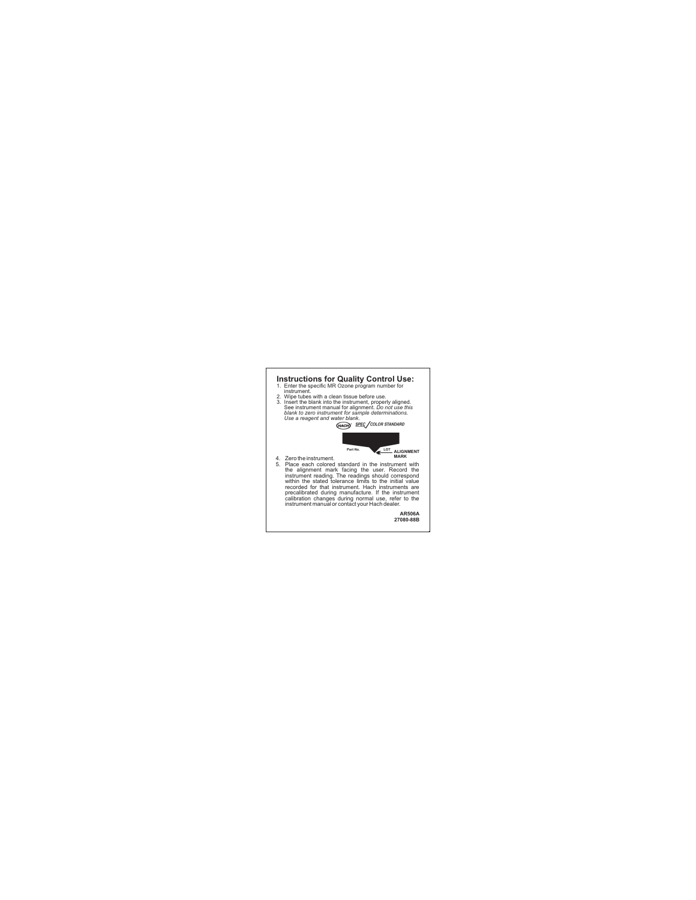## Instructions for Quality Control Use:

1. Enter the specific MR Ozone program number for instrument.
2. Wipe tubes with a clean tissue before use.
3. Insert the blank into the instrument, properly aligned. See instrument manual for alignment. *Do not use this blank to zero instrument for sample determinations. Use a reagent and water blank.*

HACH SPEC/COLOR STANDARD

Part No. LOT

**ALIGNMENT MARK**

4. Zero the instrument.
5. Place each colored standard in the instrument with the alignment mark facing the user. Record the instrument reading. The readings should correspond within the stated tolerance limits to the initial value recorded for that instrument. Hach instruments are precalibrated during manufacture. If the instrument calibration changes during normal use, refer to the instrument manual or contact your Hach dealer.

**AR506A**
**27080-88B**